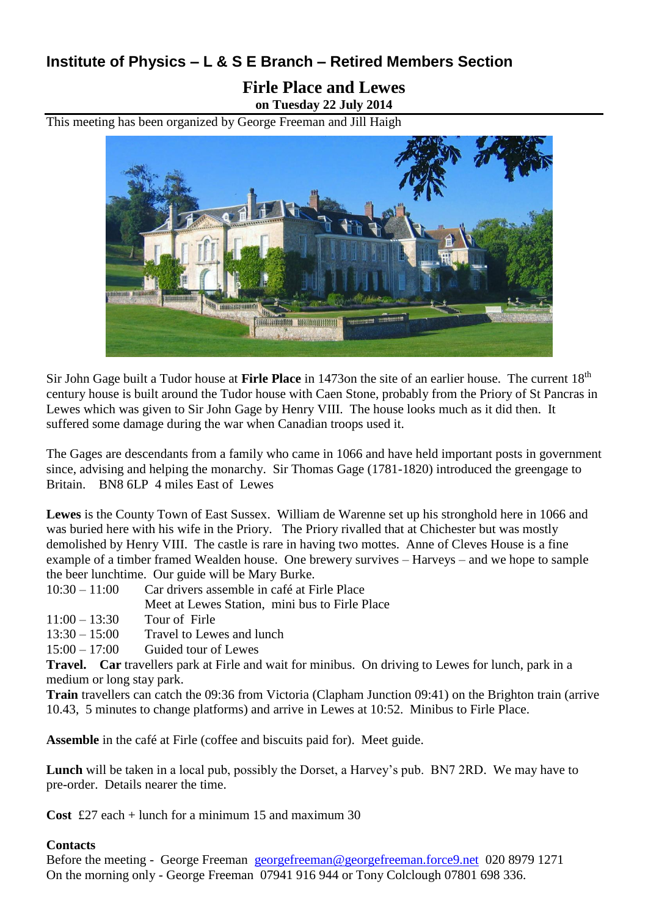## Institute of Physics – L & S E Branch – Retired Members Section

# Firle Place and Lewes

**on Tuesday 22 July 2014**

This meeting has been organized by George Freeman and Jill Haigh

Sir John Gage built a Tudor house at **Firle Place** in 1473on the site of an earlier house. The current 18th century house is built around the Tudor house with Caen Stone, probably from the Priory of St Pancras in Lewes which was given to Sir John Gage by Henry VIII. The house looks much as it did then. It suffered some damage during the war when Canadian troops used it.

The Gages are descendants from a family who came in 1066 and have held important posts in government since, advising and helping the monarchy. Sir Thomas Gage (1781-1820) introduced the greengage to Britain. BN8 6LP 4 miles East of Lewes

**Lewes** is the County Town of East Sussex. William de Warenne set up his stronghold here in 1066 and was buried here with his wife in the Priory. The Priory rivalled that at Chichester but was mostly demolished by Henry VIII. The castle is rare in having two mottes. Anne of Cleves House is a fine example of a timber framed Wealden house. One brewery survives – Harveys – and we hope to sample the beer lunchtime. Our guide will be Mary Burke.

| | |
|---|---|
| 10:30 – 11:00 | Car drivers assemble in café at Firle Place |
| | Meet at Lewes Station, mini bus to Firle Place |
| 11:00 – 13:30 | Tour of Firle |
| 13:30 – 15:00 | Travel to Lewes and lunch |
| 15:00 – 17:00 | Guided tour of Lewes |

**Travel. Car** travellers park at Firle and wait for minibus. On driving to Lewes for lunch, park in a medium or long stay park.

**Train** travellers can catch the 09:36 from Victoria (Clapham Junction 09:41) on the Brighton train (arrive 10.43, 5 minutes to change platforms) and arrive in Lewes at 10:52. Minibus to Firle Place.

**Assemble** in the café at Firle (coffee and biscuits paid for). Meet guide.

**Lunch** will be taken in a local pub, possibly the Dorset, a Harvey's pub. BN7 2RD. We may have to pre-order. Details nearer the time.

**Cost** £27 each + lunch for a minimum 15 and maximum 30

**Contacts**

Before the meeting - George Freeman georgefreeman@georgefreeman.force9.net 020 8979 1271

On the morning only - George Freeman 07941 916 944 or Tony Colclough 07801 698 336.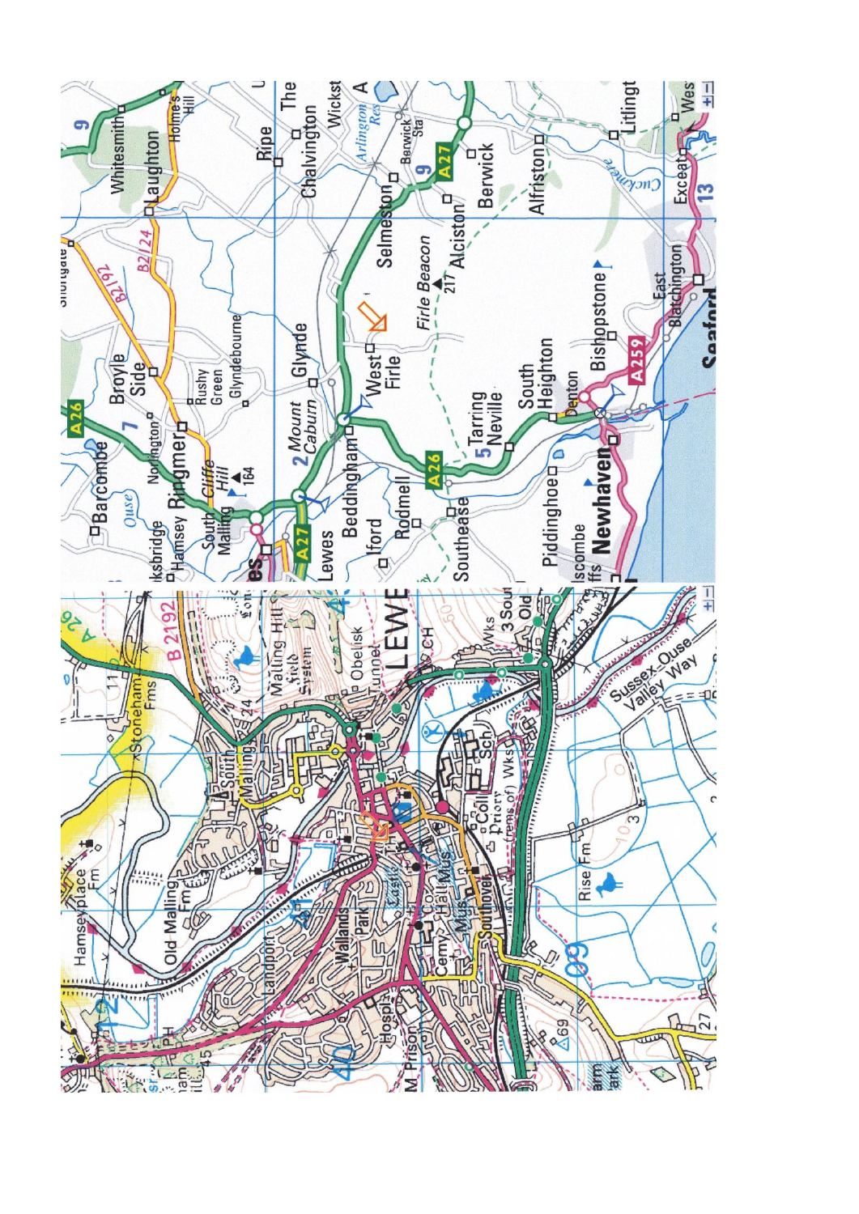A26
Barcombe
Broyle Side
Laughton
Whitesmith
Holme's Hill
Ripe
The
Chalvington
Wickst
Arlington Res
Berwick Sta
A27
9
Berwick
Alfriston
Litlingt
Cuckmere
Exceat
Wes
13
Hamsey
Ringmer
Norlington
Rushy Green
Glyndebourne
B2192
B2124
South Malling
Cliffe Hill
164
7
2 Mount Caburn
Glynde
Selmeston
Alciston
Firle Beacon
217
West Firle
Lewes
Beddingham
Iford
Rodmell
A26
Southease
5 Tarring Neville
South Heighton
Denton
Piddinghoe
Newhaven
Bishopstone
A259
East Blatchington
Seaford
Ouse
Hamsey place Fm
Old Malling Fm
Stoneham Fms
B 2192
A26
Malling Hill
Obelisk
Tunnel
LEWE
South Malling
Landport
Wallands Park
Castle
Mus
Hall
Cemy
Hospl
M Prison
Southover
Coll
Priory (rems of)
Wks
Sch
CH
3 Sou
Old
Rise Fm
Sussex Ouse Valley Way
40
41
42
09
69
27